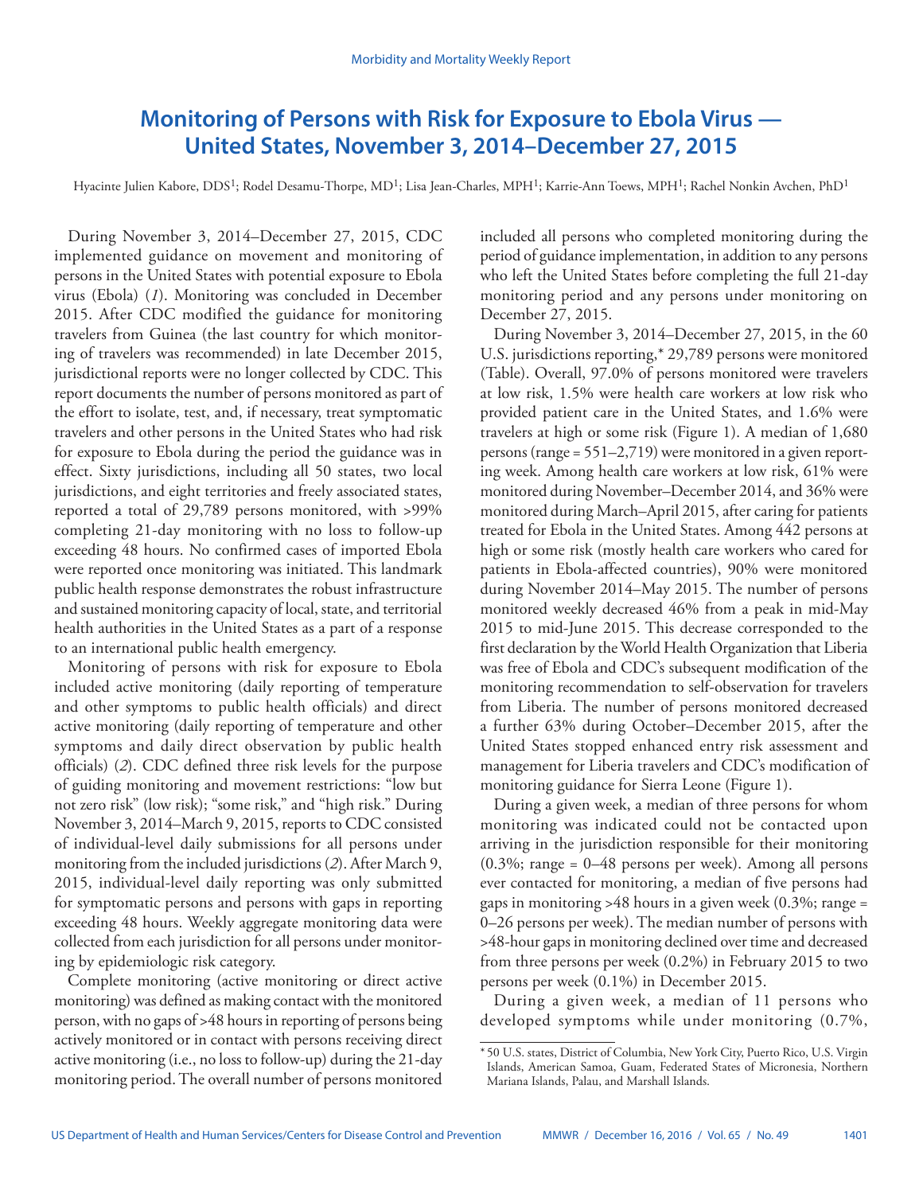# Monitoring of Persons with Risk for Exposure to Ebola Virus — United States, November 3, 2014–December 27, 2015

Hyacinte Julien Kabore, DDS[1]; Rodel Desamu-Thorpe, MD[1]; Lisa Jean-Charles, MPH[1]; Karrie-Ann Toews, MPH[1]; Rachel Nonkin Avchen, PhD[1]

During November 3, 2014–December 27, 2015, CDC implemented guidance on movement and monitoring of persons in the United States with potential exposure to Ebola virus (Ebola) (*1*). Monitoring was concluded in December 2015. After CDC modified the guidance for monitoring travelers from Guinea (the last country for which monitoring of travelers was recommended) in late December 2015, jurisdictional reports were no longer collected by CDC. This report documents the number of persons monitored as part of the effort to isolate, test, and, if necessary, treat symptomatic travelers and other persons in the United States who had risk for exposure to Ebola during the period the guidance was in effect. Sixty jurisdictions, including all 50 states, two local jurisdictions, and eight territories and freely associated states, reported a total of 29,789 persons monitored, with >99% completing 21-day monitoring with no loss to follow-up exceeding 48 hours. No confirmed cases of imported Ebola were reported once monitoring was initiated. This landmark public health response demonstrates the robust infrastructure and sustained monitoring capacity of local, state, and territorial health authorities in the United States as a part of a response to an international public health emergency.

Monitoring of persons with risk for exposure to Ebola included active monitoring (daily reporting of temperature and other symptoms to public health officials) and direct active monitoring (daily reporting of temperature and other symptoms and daily direct observation by public health officials) (*2*). CDC defined three risk levels for the purpose of guiding monitoring and movement restrictions: "low but not zero risk" (low risk); "some risk," and "high risk." During November 3, 2014–March 9, 2015, reports to CDC consisted of individual-level daily submissions for all persons under monitoring from the included jurisdictions (*2*). After March 9, 2015, individual-level daily reporting was only submitted for symptomatic persons and persons with gaps in reporting exceeding 48 hours. Weekly aggregate monitoring data were collected from each jurisdiction for all persons under monitoring by epidemiologic risk category.

Complete monitoring (active monitoring or direct active monitoring) was defined as making contact with the monitored person, with no gaps of >48 hours in reporting of persons being actively monitored or in contact with persons receiving direct active monitoring (i.e., no loss to follow-up) during the 21-day monitoring period. The overall number of persons monitored included all persons who completed monitoring during the period of guidance implementation, in addition to any persons who left the United States before completing the full 21-day monitoring period and any persons under monitoring on December 27, 2015.

During November 3, 2014–December 27, 2015, in the 60 U.S. jurisdictions reporting,* 29,789 persons were monitored (Table). Overall, 97.0% of persons monitored were travelers at low risk, 1.5% were health care workers at low risk who provided patient care in the United States, and 1.6% were travelers at high or some risk (Figure 1). A median of 1,680 persons (range = 551–2,719) were monitored in a given reporting week. Among health care workers at low risk, 61% were monitored during November–December 2014, and 36% were monitored during March–April 2015, after caring for patients treated for Ebola in the United States. Among 442 persons at high or some risk (mostly health care workers who cared for patients in Ebola-affected countries), 90% were monitored during November 2014–May 2015. The number of persons monitored weekly decreased 46% from a peak in mid-May 2015 to mid-June 2015. This decrease corresponded to the first declaration by the World Health Organization that Liberia was free of Ebola and CDC's subsequent modification of the monitoring recommendation to self-observation for travelers from Liberia. The number of persons monitored decreased a further 63% during October–December 2015, after the United States stopped enhanced entry risk assessment and management for Liberia travelers and CDC's modification of monitoring guidance for Sierra Leone (Figure 1).

During a given week, a median of three persons for whom monitoring was indicated could not be contacted upon arriving in the jurisdiction responsible for their monitoring (0.3%; range = 0–48 persons per week). Among all persons ever contacted for monitoring, a median of five persons had gaps in monitoring >48 hours in a given week (0.3%; range = 0–26 persons per week). The median number of persons with >48-hour gaps in monitoring declined over time and decreased from three persons per week (0.2%) in February 2015 to two persons per week (0.1%) in December 2015.

During a given week, a median of 11 persons who developed symptoms while under monitoring (0.7%,

\* 50 U.S. states, District of Columbia, New York City, Puerto Rico, U.S. Virgin Islands, American Samoa, Guam, Federated States of Micronesia, Northern Mariana Islands, Palau, and Marshall Islands.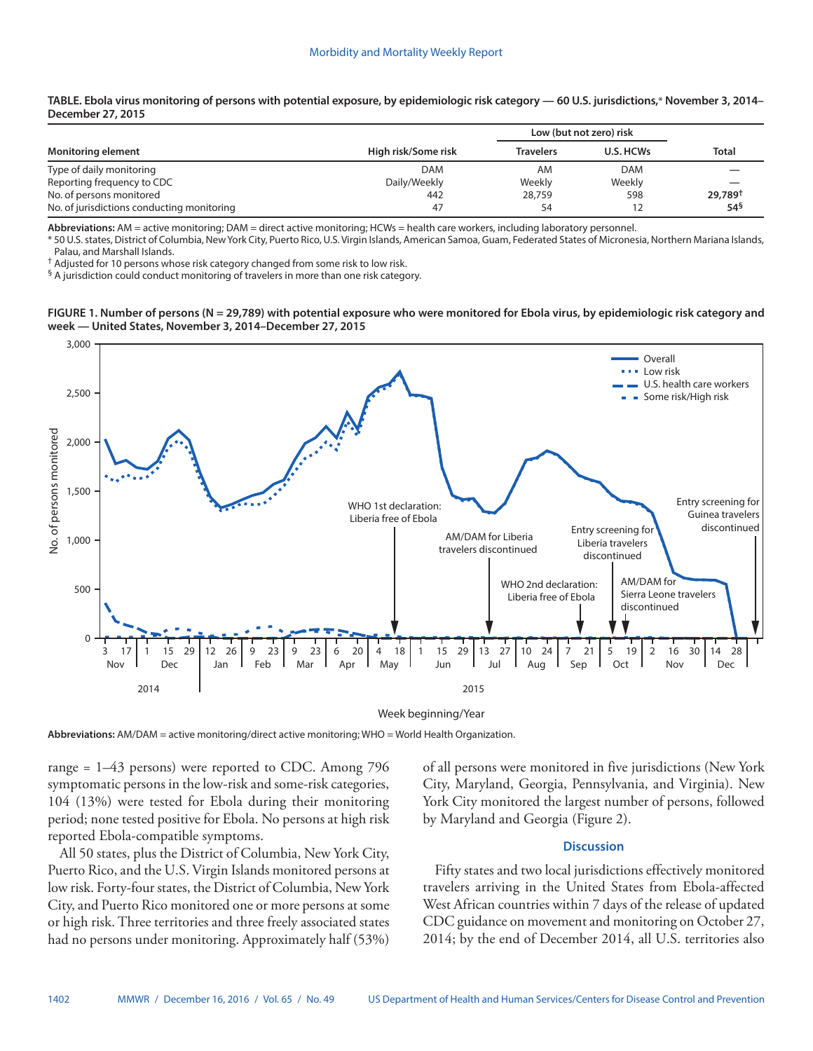**TABLE. Ebola virus monitoring of persons with potential exposure, by epidemiologic risk category — 60 U.S. jurisdictions,* November 3, 2014–December 27, 2015**

| Monitoring element | High risk/Some risk | Low (but not zero) risk | | Total |
|---|---|---|---|---|
| | | Travelers | U.S. HCWs | |
| Type of daily monitoring | DAM | AM | DAM | — |
| Reporting frequency to CDC | Daily/Weekly | Weekly | Weekly | — |
| No. of persons monitored | 442 | 28,759 | 598 | **29,789†** |
| No. of jurisdictions conducting monitoring | 47 | 54 | 12 | **54§** |

**Abbreviations:** AM = active monitoring; DAM = direct active monitoring; HCWs = health care workers, including laboratory personnel.

\* 50 U.S. states, District of Columbia, New York City, Puerto Rico, U.S. Virgin Islands, American Samoa, Guam, Federated States of Micronesia, Northern Mariana Islands, Palau, and Marshall Islands.

† Adjusted for 10 persons whose risk category changed from some risk to low risk.

§ A jurisdiction could conduct monitoring of travelers in more than one risk category.

**FIGURE 1. Number of persons (N = 29,789) with potential exposure who were monitored for Ebola virus, by epidemiologic risk category and week — United States, November 3, 2014–December 27, 2015**

**Abbreviations:** AM/DAM = active monitoring/direct active monitoring; WHO = World Health Organization.

range = 1–43 persons) were reported to CDC. Among 796 symptomatic persons in the low-risk and some-risk categories, 104 (13%) were tested for Ebola during their monitoring period; none tested positive for Ebola. No persons at high risk reported Ebola-compatible symptoms.

All 50 states, plus the District of Columbia, New York City, Puerto Rico, and the U.S. Virgin Islands monitored persons at low risk. Forty-four states, the District of Columbia, New York City, and Puerto Rico monitored one or more persons at some or high risk. Three territories and three freely associated states had no persons under monitoring. Approximately half (53%) of all persons were monitored in five jurisdictions (New York City, Maryland, Georgia, Pennsylvania, and Virginia). New York City monitored the largest number of persons, followed by Maryland and Georgia (Figure 2).

## Discussion

Fifty states and two local jurisdictions effectively monitored travelers arriving in the United States from Ebola-affected West African countries within 7 days of the release of updated CDC guidance on movement and monitoring on October 27, 2014; by the end of December 2014, all U.S. territories also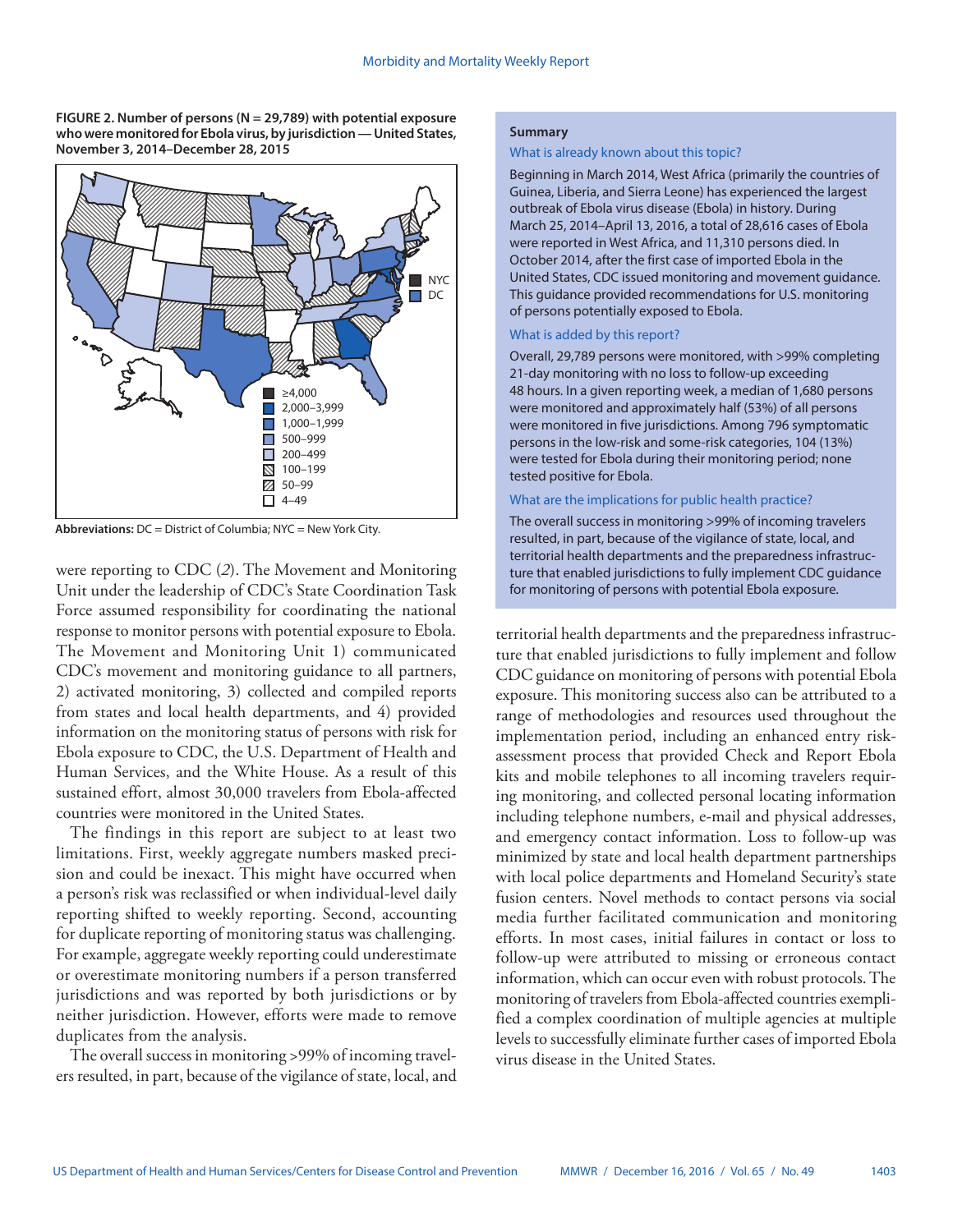**FIGURE 2. Number of persons (N = 29,789) with potential exposure who were monitored for Ebola virus, by jurisdiction — United States, November 3, 2014–December 28, 2015**

Legend: NYC; DC; ≥4,000; 2,000–3,999; 1,000–1,999; 500–999; 200–499; 100–199; 50–99; 4–49

**Abbreviations:** DC = District of Columbia; NYC = New York City.

**Summary**

What is already known about this topic?

Beginning in March 2014, West Africa (primarily the countries of Guinea, Liberia, and Sierra Leone) has experienced the largest outbreak of Ebola virus disease (Ebola) in history. During March 25, 2014–April 13, 2016, a total of 28,616 cases of Ebola were reported in West Africa, and 11,310 persons died. In October 2014, after the first case of imported Ebola in the United States, CDC issued monitoring and movement guidance. This guidance provided recommendations for U.S. monitoring of persons potentially exposed to Ebola.

What is added by this report?

Overall, 29,789 persons were monitored, with >99% completing 21-day monitoring with no loss to follow-up exceeding 48 hours. In a given reporting week, a median of 1,680 persons were monitored and approximately half (53%) of all persons were monitored in five jurisdictions. Among 796 symptomatic persons in the low-risk and some-risk categories, 104 (13%) were tested for Ebola during their monitoring period; none tested positive for Ebola.

What are the implications for public health practice?

The overall success in monitoring >99% of incoming travelers resulted, in part, because of the vigilance of state, local, and territorial health departments and the preparedness infrastructure that enabled jurisdictions to fully implement CDC guidance for monitoring of persons with potential Ebola exposure.

were reporting to CDC (*2*). The Movement and Monitoring Unit under the leadership of CDC's State Coordination Task Force assumed responsibility for coordinating the national response to monitor persons with potential exposure to Ebola. The Movement and Monitoring Unit 1) communicated CDC's movement and monitoring guidance to all partners, 2) activated monitoring, 3) collected and compiled reports from states and local health departments, and 4) provided information on the monitoring status of persons with risk for Ebola exposure to CDC, the U.S. Department of Health and Human Services, and the White House. As a result of this sustained effort, almost 30,000 travelers from Ebola-affected countries were monitored in the United States.

The findings in this report are subject to at least two limitations. First, weekly aggregate numbers masked precision and could be inexact. This might have occurred when a person's risk was reclassified or when individual-level daily reporting shifted to weekly reporting. Second, accounting for duplicate reporting of monitoring status was challenging. For example, aggregate weekly reporting could underestimate or overestimate monitoring numbers if a person transferred jurisdictions and was reported by both jurisdictions or by neither jurisdiction. However, efforts were made to remove duplicates from the analysis.

The overall success in monitoring >99% of incoming travelers resulted, in part, because of the vigilance of state, local, and territorial health departments and the preparedness infrastructure that enabled jurisdictions to fully implement and follow CDC guidance on monitoring of persons with potential Ebola exposure. This monitoring success also can be attributed to a range of methodologies and resources used throughout the implementation period, including an enhanced entry risk-assessment process that provided Check and Report Ebola kits and mobile telephones to all incoming travelers requiring monitoring, and collected personal locating information including telephone numbers, e-mail and physical addresses, and emergency contact information. Loss to follow-up was minimized by state and local health department partnerships with local police departments and Homeland Security's state fusion centers. Novel methods to contact persons via social media further facilitated communication and monitoring efforts. In most cases, initial failures in contact or loss to follow-up were attributed to missing or erroneous contact information, which can occur even with robust protocols. The monitoring of travelers from Ebola-affected countries exemplified a complex coordination of multiple agencies at multiple levels to successfully eliminate further cases of imported Ebola virus disease in the United States.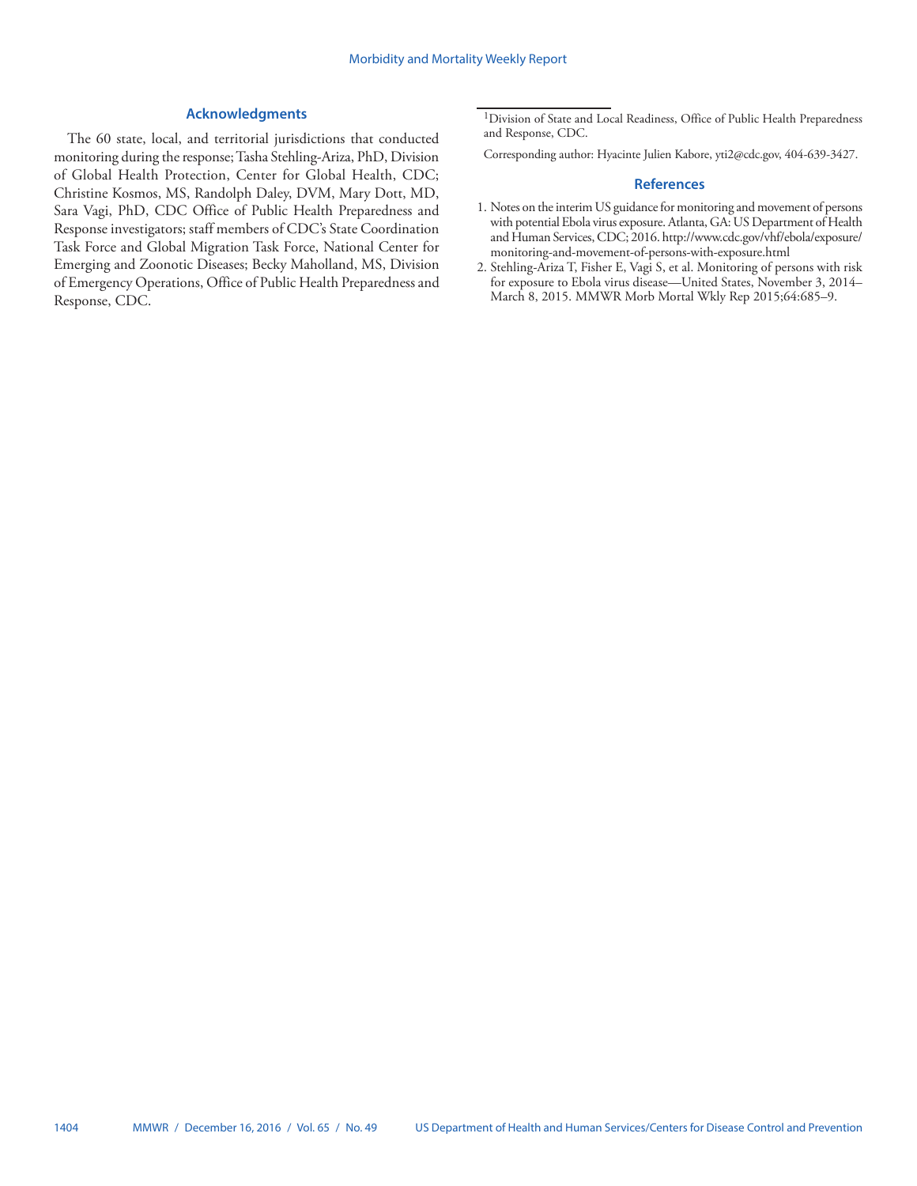## Acknowledgments

The 60 state, local, and territorial jurisdictions that conducted monitoring during the response; Tasha Stehling-Ariza, PhD, Division of Global Health Protection, Center for Global Health, CDC; Christine Kosmos, MS, Randolph Daley, DVM, Mary Dott, MD, Sara Vagi, PhD, CDC Office of Public Health Preparedness and Response investigators; staff members of CDC's State Coordination Task Force and Global Migration Task Force, National Center for Emerging and Zoonotic Diseases; Becky Maholland, MS, Division of Emergency Operations, Office of Public Health Preparedness and Response, CDC.

---

[1]Division of State and Local Readiness, Office of Public Health Preparedness and Response, CDC.

Corresponding author: Hyacinte Julien Kabore, yti2@cdc.gov, 404-639-3427.

## References

1. Notes on the interim US guidance for monitoring and movement of persons with potential Ebola virus exposure. Atlanta, GA: US Department of Health and Human Services, CDC; 2016. http://www.cdc.gov/vhf/ebola/exposure/monitoring-and-movement-of-persons-with-exposure.html
2. Stehling-Ariza T, Fisher E, Vagi S, et al. Monitoring of persons with risk for exposure to Ebola virus disease—United States, November 3, 2014–March 8, 2015. MMWR Morb Mortal Wkly Rep 2015;64:685–9.